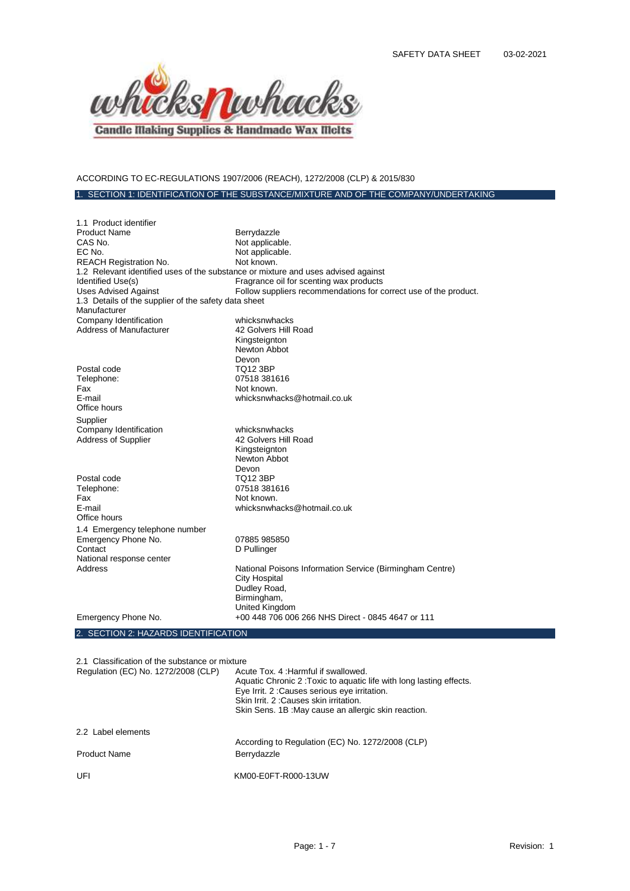SAFETY DATA SHEET 03-02-2021

ACCORDING TO EC-REGULATIONS 1907/2006 (REACH), 1272/2008 (CLP) & 2015/830

## 1. SECTION 1: IDENTIFICATION OF THE SUBSTANCE/MIXTURE AND OF THE COMPANY/UNDERTAKING

**1.1 Product identifier**

| | |
|---|---|
| Product Name | Berrydazzle |
| CAS No. | Not applicable. |
| EC No. | Not applicable. |
| REACH Registration No. | Not known. |

**1.2 Relevant identified uses of the substance or mixture and uses advised against**

| | |
|---|---|
| Identified Use(s) | Fragrance oil for scenting wax products |
| Uses Advised Against | Follow suppliers recommendations for correct use of the product. |

**1.3 Details of the supplier of the safety data sheet**

Manufacturer

| | |
|---|---|
| Company Identification | whicksnwhacks |
| Address of Manufacturer | 42 Golvers Hill Road<br>Kingsteignton<br>Newton Abbot<br>Devon |
| Postal code | TQ12 3BP |
| Telephone: | 07518 381616 |
| Fax | Not known. |
| E-mail | whicksnwhacks@hotmail.co.uk |
| Office hours | |

Supplier

| | |
|---|---|
| Company Identification | whicksnwhacks |
| Address of Supplier | 42 Golvers Hill Road<br>Kingsteignton<br>Newton Abbot<br>Devon |
| Postal code | TQ12 3BP |
| Telephone: | 07518 381616 |
| Fax | Not known. |
| E-mail | whicksnwhacks@hotmail.co.uk |
| Office hours | |

**1.4 Emergency telephone number**

| | |
|---|---|
| Emergency Phone No. | 07885 985850 |
| Contact | D Pullinger |
| National response center | |
| Address | National Poisons Information Service (Birmingham Centre)<br>City Hospital<br>Dudley Road,<br>Birmingham,<br>United Kingdom |
| Emergency Phone No. | +00 448 706 006 266 NHS Direct - 0845 4647 or 111 |

## 2. SECTION 2: HAZARDS IDENTIFICATION

**2.1 Classification of the substance or mixture**

| | |
|---|---|
| Regulation (EC) No. 1272/2008 (CLP) | Acute Tox. 4 :Harmful if swallowed.<br>Aquatic Chronic 2 :Toxic to aquatic life with long lasting effects.<br>Eye Irrit. 2 :Causes serious eye irritation.<br>Skin Irrit. 2 :Causes skin irritation.<br>Skin Sens. 1B :May cause an allergic skin reaction. |

**2.2 Label elements**

| | |
|---|---|
| | According to Regulation (EC) No. 1272/2008 (CLP) |
| Product Name | Berrydazzle |
| UFI | KM00-E0FT-R000-13UW |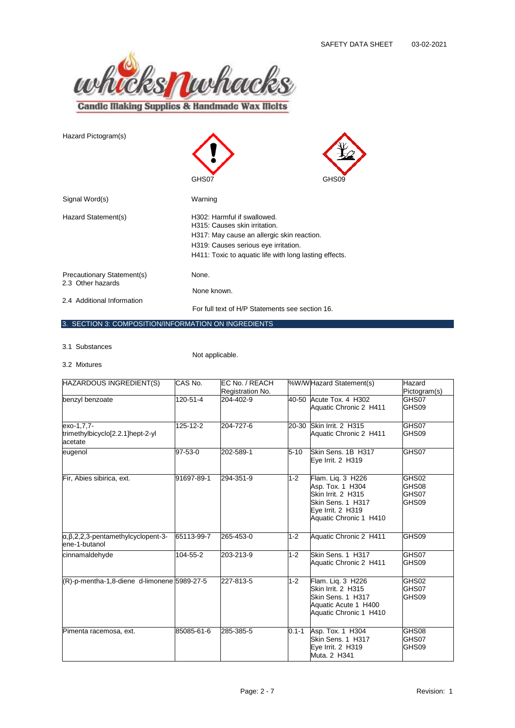Hazard Pictogram(s)

GHS07 GHS09

Signal Word(s): Warning

Hazard Statement(s):
H302: Harmful if swallowed.
H315: Causes skin irritation.
H317: May cause an allergic skin reaction.
H319: Causes serious eye irritation.
H411: Toxic to aquatic life with long lasting effects.

Precautionary Statement(s): None.

2.3 Other hazards: None known.

2.4 Additional Information: For full text of H/P Statements see section 16.

## 3. SECTION 3: COMPOSITION/INFORMATION ON INGREDIENTS

3.1 Substances: Not applicable.

3.2 Mixtures

| HAZARDOUS INGREDIENT(S) | CAS No. | EC No. / REACH Registration No. | %W/W | Hazard Statement(s) | Hazard Pictogram(s) |
|---|---|---|---|---|---|
| benzyl benzoate | 120-51-4 | 204-402-9 | 40-50 | Acute Tox. 4 H302<br>Aquatic Chronic 2 H411 | GHS07<br>GHS09 |
| exo-1,7,7-trimethylbicyclo[2.2.1]hept-2-yl acetate | 125-12-2 | 204-727-6 | 20-30 | Skin Irrit. 2 H315<br>Aquatic Chronic 2 H411 | GHS07<br>GHS09 |
| eugenol | 97-53-0 | 202-589-1 | 5-10 | Skin Sens. 1B H317<br>Eye Irrit. 2 H319 | GHS07 |
| Fir, Abies sibirica, ext. | 91697-89-1 | 294-351-9 | 1-2 | Flam. Liq. 3 H226<br>Asp. Tox. 1 H304<br>Skin Irrit. 2 H315<br>Skin Sens. 1 H317<br>Eye Irrit. 2 H319<br>Aquatic Chronic 1 H410 | GHS02<br>GHS08<br>GHS07<br>GHS09 |
| α,β,2,2,3-pentamethylcyclopent-3-ene-1-butanol | 65113-99-7 | 265-453-0 | 1-2 | Aquatic Chronic 2 H411 | GHS09 |
| cinnamaldehyde | 104-55-2 | 203-213-9 | 1-2 | Skin Sens. 1 H317<br>Aquatic Chronic 2 H411 | GHS07<br>GHS09 |
| (R)-p-mentha-1,8-diene d-limonene | 5989-27-5 | 227-813-5 | 1-2 | Flam. Liq. 3 H226<br>Skin Irrit. 2 H315<br>Skin Sens. 1 H317<br>Aquatic Acute 1 H400<br>Aquatic Chronic 1 H410 | GHS02<br>GHS07<br>GHS09 |
| Pimenta racemosa, ext. | 85085-61-6 | 285-385-5 | 0.1-1 | Asp. Tox. 1 H304<br>Skin Sens. 1 H317<br>Eye Irrit. 2 H319<br>Muta. 2 H341 | GHS08<br>GHS07<br>GHS09 |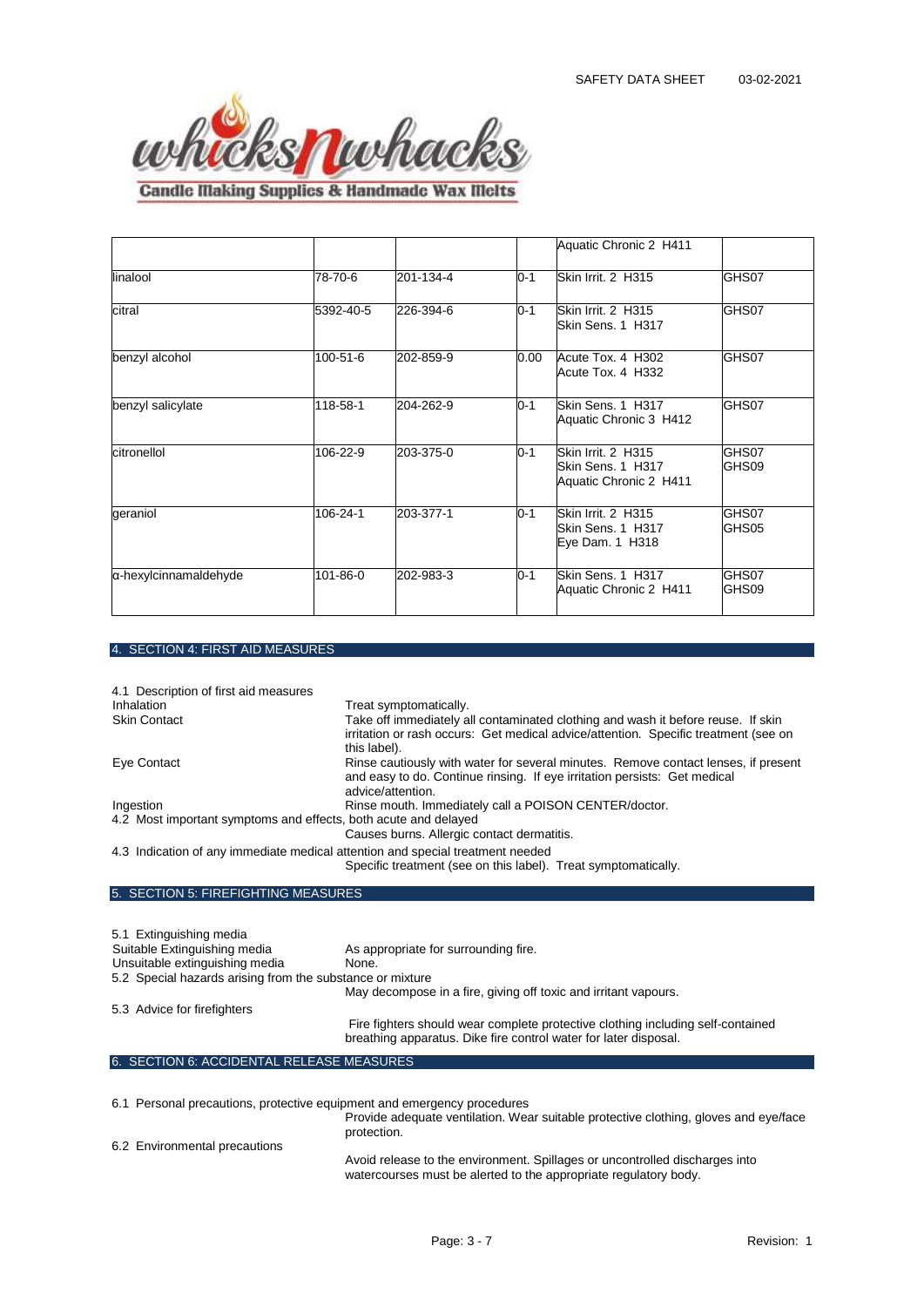| | | | | | |
|---|---|---|---|---|---|
| | | | | Aquatic Chronic 2 H411 | |
| linalool | 78-70-6 | 201-134-4 | 0-1 | Skin Irrit. 2 H315 | GHS07 |
| citral | 5392-40-5 | 226-394-6 | 0-1 | Skin Irrit. 2 H315<br>Skin Sens. 1 H317 | GHS07 |
| benzyl alcohol | 100-51-6 | 202-859-9 | 0.00 | Acute Tox. 4 H302<br>Acute Tox. 4 H332 | GHS07 |
| benzyl salicylate | 118-58-1 | 204-262-9 | 0-1 | Skin Sens. 1 H317<br>Aquatic Chronic 3 H412 | GHS07 |
| citronellol | 106-22-9 | 203-375-0 | 0-1 | Skin Irrit. 2 H315<br>Skin Sens. 1 H317<br>Aquatic Chronic 2 H411 | GHS07<br>GHS09 |
| geraniol | 106-24-1 | 203-377-1 | 0-1 | Skin Irrit. 2 H315<br>Skin Sens. 1 H317<br>Eye Dam. 1 H318 | GHS07<br>GHS05 |
| α-hexylcinnamaldehyde | 101-86-0 | 202-983-3 | 0-1 | Skin Sens. 1 H317<br>Aquatic Chronic 2 H411 | GHS07<br>GHS09 |

## 4. SECTION 4: FIRST AID MEASURES

4.1 Description of first aid measures

| | |
|---|---|
| Inhalation | Treat symptomatically. |
| Skin Contact | Take off immediately all contaminated clothing and wash it before reuse. If skin irritation or rash occurs: Get medical advice/attention. Specific treatment (see on this label). |
| Eye Contact | Rinse cautiously with water for several minutes. Remove contact lenses, if present and easy to do. Continue rinsing. If eye irritation persists: Get medical advice/attention. |
| Ingestion | Rinse mouth. Immediately call a POISON CENTER/doctor. |

4.2 Most important symptoms and effects, both acute and delayed

Causes burns. Allergic contact dermatitis.

4.3 Indication of any immediate medical attention and special treatment needed

Specific treatment (see on this label). Treat symptomatically.

## 5. SECTION 5: FIREFIGHTING MEASURES

5.1 Extinguishing media

| | |
|---|---|
| Suitable Extinguishing media | As appropriate for surrounding fire. |
| Unsuitable extinguishing media | None. |

5.2 Special hazards arising from the substance or mixture

May decompose in a fire, giving off toxic and irritant vapours.

5.3 Advice for firefighters

Fire fighters should wear complete protective clothing including self-contained breathing apparatus. Dike fire control water for later disposal.

## 6. SECTION 6: ACCIDENTAL RELEASE MEASURES

6.1 Personal precautions, protective equipment and emergency procedures

Provide adequate ventilation. Wear suitable protective clothing, gloves and eye/face protection.

6.2 Environmental precautions

Avoid release to the environment. Spillages or uncontrolled discharges into watercourses must be alerted to the appropriate regulatory body.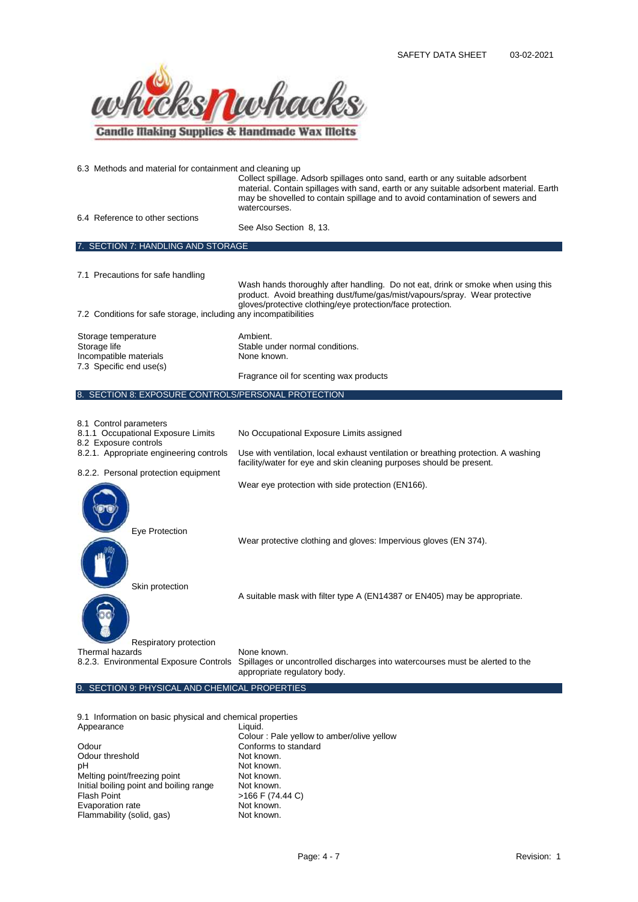6.3 Methods and material for containment and cleaning up

Collect spillage. Adsorb spillages onto sand, earth or any suitable adsorbent material. Contain spillages with sand, earth or any suitable adsorbent material. Earth may be shovelled to contain spillage and to avoid contamination of sewers and watercourses.

6.4 Reference to other sections

See Also Section 8, 13.

## 7. SECTION 7: HANDLING AND STORAGE

7.1 Precautions for safe handling

Wash hands thoroughly after handling. Do not eat, drink or smoke when using this product. Avoid breathing dust/fume/gas/mist/vapours/spray. Wear protective gloves/protective clothing/eye protection/face protection.

7.2 Conditions for safe storage, including any incompatibilities

| | |
|---|---|
| Storage temperature | Ambient. |
| Storage life | Stable under normal conditions. |
| Incompatible materials | None known. |
| 7.3 Specific end use(s) | Fragrance oil for scenting wax products |

## 8. SECTION 8: EXPOSURE CONTROLS/PERSONAL PROTECTION

8.1 Control parameters

8.1.1 Occupational Exposure Limits: No Occupational Exposure Limits assigned

8.2 Exposure controls

8.2.1. Appropriate engineering controls: Use with ventilation, local exhaust ventilation or breathing protection. A washing facility/water for eye and skin cleaning purposes should be present.

8.2.2. Personal protection equipment

Eye Protection: Wear eye protection with side protection (EN166).

Skin protection: Wear protective clothing and gloves: Impervious gloves (EN 374).

Respiratory protection: A suitable mask with filter type A (EN14387 or EN405) may be appropriate.

Thermal hazards: None known.

8.2.3. Environmental Exposure Controls: Spillages or uncontrolled discharges into watercourses must be alerted to the appropriate regulatory body.

## 9. SECTION 9: PHYSICAL AND CHEMICAL PROPERTIES

9.1 Information on basic physical and chemical properties

| | |
|---|---|
| Appearance | Liquid.<br>Colour : Pale yellow to amber/olive yellow |
| Odour | Conforms to standard |
| Odour threshold | Not known. |
| pH | Not known. |
| Melting point/freezing point | Not known. |
| Initial boiling point and boiling range | Not known. |
| Flash Point | >166 F (74.44 C) |
| Evaporation rate | Not known. |
| Flammability (solid, gas) | Not known. |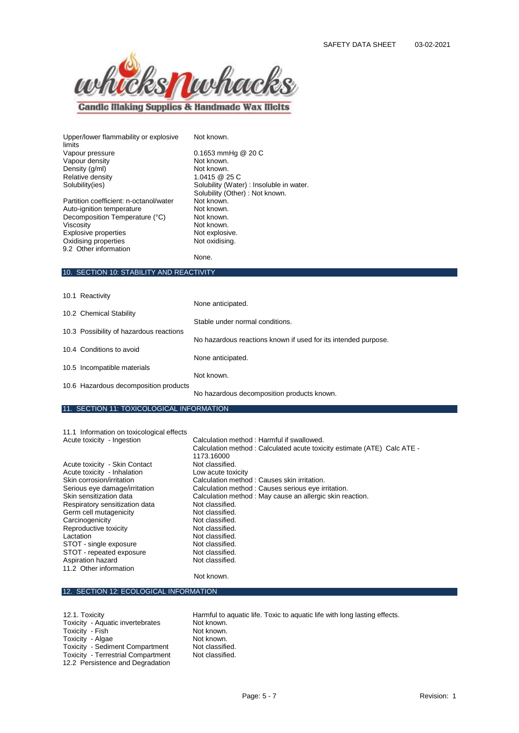| | |
|---|---|
| Upper/lower flammability or explosive limits | Not known. |
| Vapour pressure | 0.1653 mmHg @ 20 C |
| Vapour density | Not known. |
| Density (g/ml) | Not known. |
| Relative density | 1.0415 @ 25 C |
| Solubility(ies) | Solubility (Water) : Insoluble in water.<br>Solubility (Other) : Not known. |
| Partition coefficient: n-octanol/water | Not known. |
| Auto-ignition temperature | Not known. |
| Decomposition Temperature (°C) | Not known. |
| Viscosity | Not known. |
| Explosive properties | Not explosive. |
| Oxidising properties | Not oxidising. |
| 9.2 Other information | None. |

## 10. SECTION 10: STABILITY AND REACTIVITY

| | |
|---|---|
| 10.1 Reactivity | None anticipated. |
| 10.2 Chemical Stability | Stable under normal conditions. |
| 10.3 Possibility of hazardous reactions | No hazardous reactions known if used for its intended purpose. |
| 10.4 Conditions to avoid | None anticipated. |
| 10.5 Incompatible materials | Not known. |
| 10.6 Hazardous decomposition products | No hazardous decomposition products known. |

## 11. SECTION 11: TOXICOLOGICAL INFORMATION

| | |
|---|---|
| 11.1 Information on toxicological effects | |
| Acute toxicity - Ingestion | Calculation method : Harmful if swallowed.<br>Calculation method : Calculated acute toxicity estimate (ATE) Calc ATE - 1173.16000 |
| Acute toxicity - Skin Contact | Not classified. |
| Acute toxicity - Inhalation | Low acute toxicity |
| Skin corrosion/irritation | Calculation method : Causes skin irritation. |
| Serious eye damage/irritation | Calculation method : Causes serious eye irritation. |
| Skin sensitization data | Calculation method : May cause an allergic skin reaction. |
| Respiratory sensitization data | Not classified. |
| Germ cell mutagenicity | Not classified. |
| Carcinogenicity | Not classified. |
| Reproductive toxicity | Not classified. |
| Lactation | Not classified. |
| STOT - single exposure | Not classified. |
| STOT - repeated exposure | Not classified. |
| Aspiration hazard | Not classified. |
| 11.2 Other information | Not known. |

## 12. SECTION 12: ECOLOGICAL INFORMATION

| | |
|---|---|
| 12.1. Toxicity | Harmful to aquatic life. Toxic to aquatic life with long lasting effects. |
| Toxicity - Aquatic invertebrates | Not known. |
| Toxicity - Fish | Not known. |
| Toxicity - Algae | Not known. |
| Toxicity - Sediment Compartment | Not classified. |
| Toxicity - Terrestrial Compartment | Not classified. |
| 12.2 Persistence and Degradation | |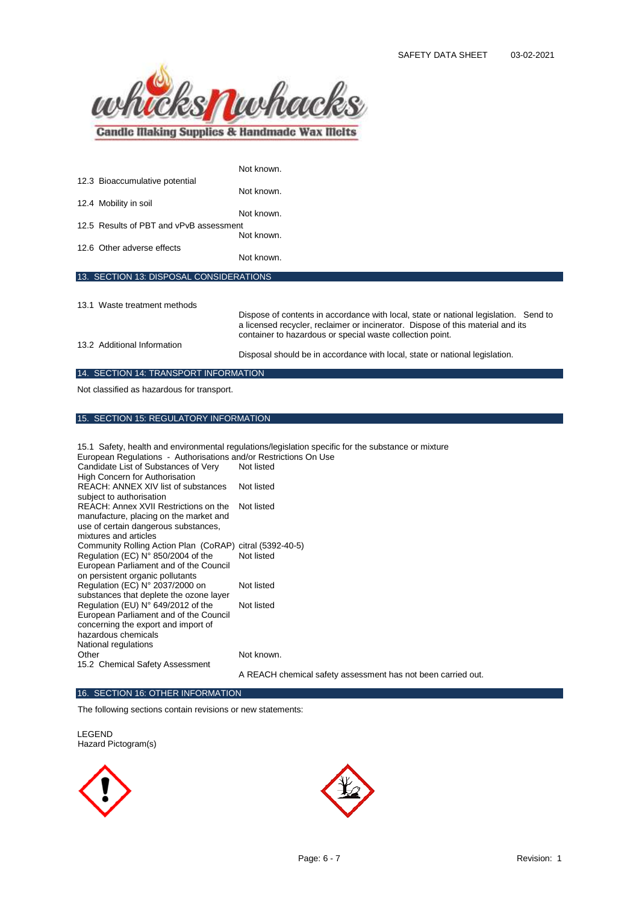Not known.

12.3 Bioaccumulative potential

Not known.

12.4 Mobility in soil

Not known.

12.5 Results of PBT and vPvB assessment

Not known.

12.6 Other adverse effects

Not known.

## 13. SECTION 13: DISPOSAL CONSIDERATIONS

13.1 Waste treatment methods

Dispose of contents in accordance with local, state or national legislation. Send to a licensed recycler, reclaimer or incinerator. Dispose of this material and its container to hazardous or special waste collection point.

13.2 Additional Information

Disposal should be in accordance with local, state or national legislation.

## 14. SECTION 14: TRANSPORT INFORMATION

Not classified as hazardous for transport.

## 15. SECTION 15: REGULATORY INFORMATION

15.1 Safety, health and environmental regulations/legislation specific for the substance or mixture

European Regulations - Authorisations and/or Restrictions On Use

| | |
|---|---|
| Candidate List of Substances of Very High Concern for Authorisation | Not listed |
| REACH: ANNEX XIV list of substances subject to authorisation | Not listed |
| REACH: Annex XVII Restrictions on the manufacture, placing on the market and use of certain dangerous substances, mixtures and articles | Not listed |
| Community Rolling Action Plan (CoRAP) | citral (5392-40-5) |
| Regulation (EC) N° 850/2004 of the European Parliament and of the Council on persistent organic pollutants | Not listed |
| Regulation (EC) N° 2037/2000 on substances that deplete the ozone layer | Not listed |
| Regulation (EU) N° 649/2012 of the European Parliament and of the Council concerning the export and import of hazardous chemicals | Not listed |

National regulations

Other — Not known.

15.2 Chemical Safety Assessment

A REACH chemical safety assessment has not been carried out.

## 16. SECTION 16: OTHER INFORMATION

The following sections contain revisions or new statements:

LEGEND

Hazard Pictogram(s)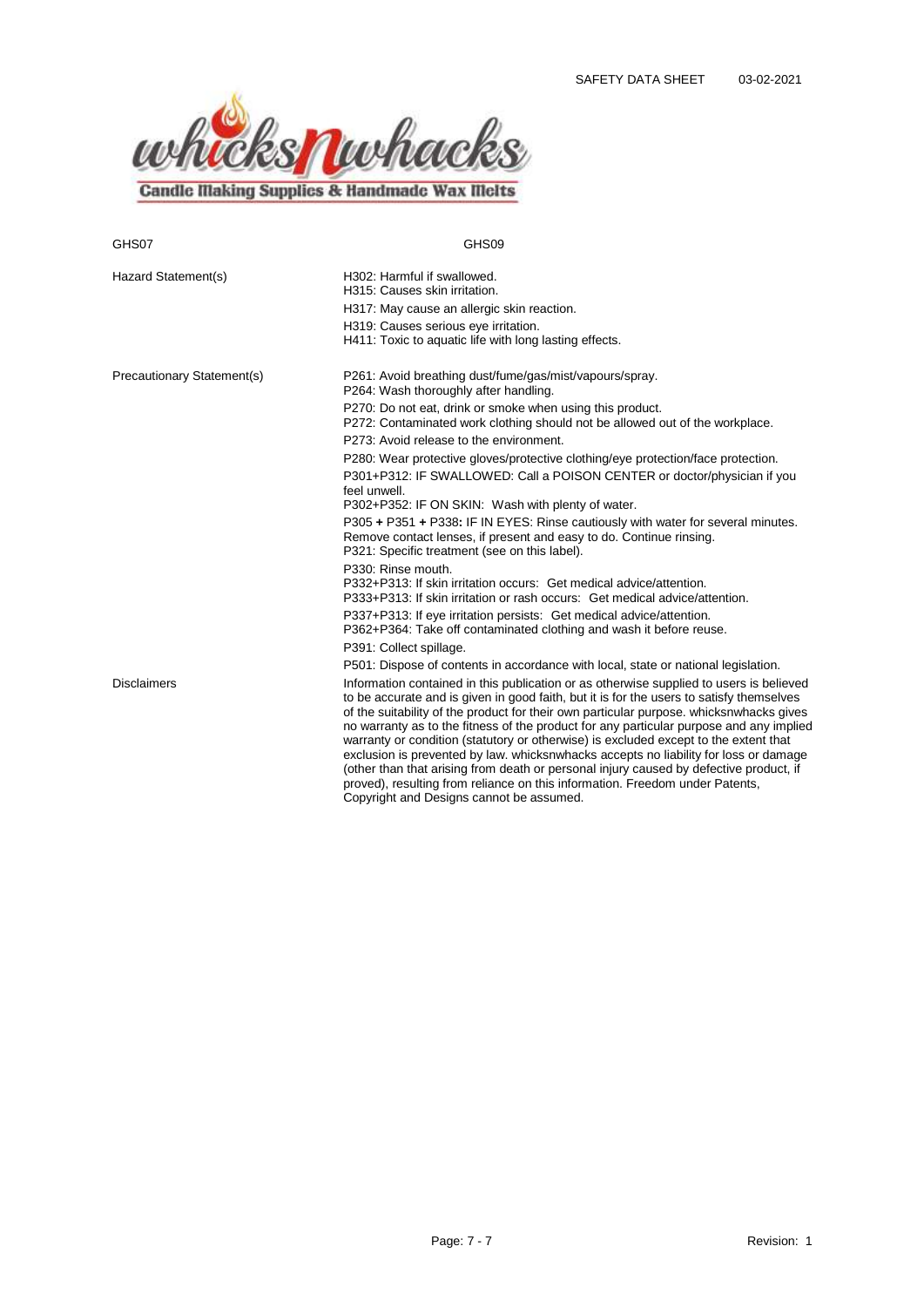| | |
|---|---|
| GHS07 | GHS09 |
| Hazard Statement(s) | H302: Harmful if swallowed.<br>H315: Causes skin irritation.<br>H317: May cause an allergic skin reaction.<br>H319: Causes serious eye irritation.<br>H411: Toxic to aquatic life with long lasting effects. |
| Precautionary Statement(s) | P261: Avoid breathing dust/fume/gas/mist/vapours/spray.<br>P264: Wash thoroughly after handling.<br>P270: Do not eat, drink or smoke when using this product.<br>P272: Contaminated work clothing should not be allowed out of the workplace.<br>P273: Avoid release to the environment.<br>P280: Wear protective gloves/protective clothing/eye protection/face protection.<br>P301+P312: IF SWALLOWED: Call a POISON CENTER or doctor/physician if you feel unwell.<br>P302+P352: IF ON SKIN: Wash with plenty of water.<br>P305 **+** P351 **+** P338**:** IF IN EYES: Rinse cautiously with water for several minutes. Remove contact lenses, if present and easy to do. Continue rinsing.<br>P321: Specific treatment (see on this label).<br>P330: Rinse mouth.<br>P332+P313: If skin irritation occurs: Get medical advice/attention.<br>P333+P313: If skin irritation or rash occurs: Get medical advice/attention.<br>P337+P313: If eye irritation persists: Get medical advice/attention.<br>P362+P364: Take off contaminated clothing and wash it before reuse.<br>P391: Collect spillage.<br>P501: Dispose of contents in accordance with local, state or national legislation. |
| Disclaimers | Information contained in this publication or as otherwise supplied to users is believed to be accurate and is given in good faith, but it is for the users to satisfy themselves of the suitability of the product for their own particular purpose. whicksnwhacks gives no warranty as to the fitness of the product for any particular purpose and any implied warranty or condition (statutory or otherwise) is excluded except to the extent that exclusion is prevented by law. whicksnwhacks accepts no liability for loss or damage (other than that arising from death or personal injury caused by defective product, if proved), resulting from reliance on this information. Freedom under Patents, Copyright and Designs cannot be assumed. |